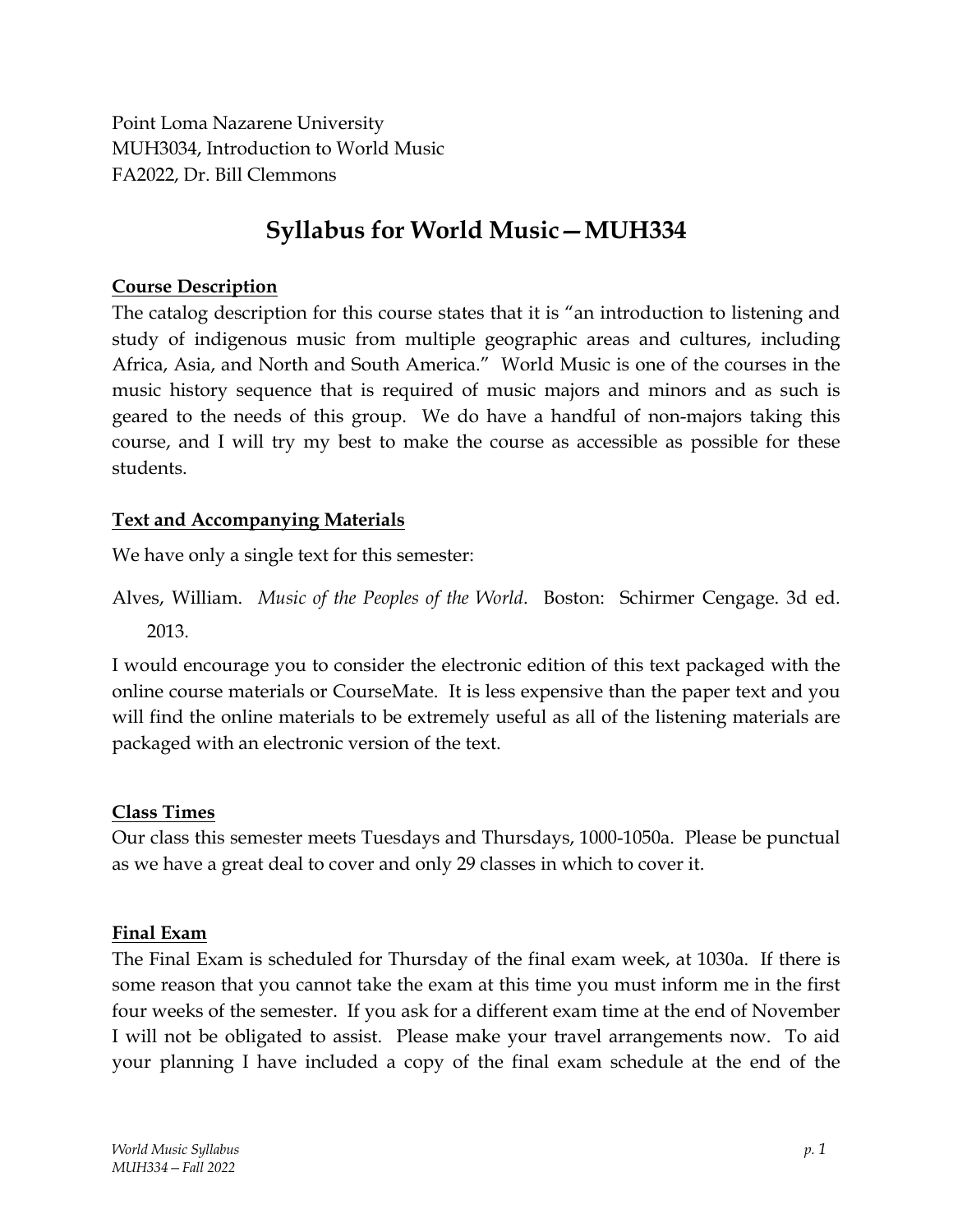Point Loma Nazarene University
MUH3034, Introduction to World Music
FA2022, Dr. Bill Clemmons

# Syllabus for World Music—MUH334

## Course Description

The catalog description for this course states that it is "an introduction to listening and study of indigenous music from multiple geographic areas and cultures, including Africa, Asia, and North and South America." World Music is one of the courses in the music history sequence that is required of music majors and minors and as such is geared to the needs of this group. We do have a handful of non-majors taking this course, and I will try my best to make the course as accessible as possible for these students.

## Text and Accompanying Materials

We have only a single text for this semester:

Alves, William. *Music of the Peoples of the World*. Boston: Schirmer Cengage. 3d ed. 2013.

I would encourage you to consider the electronic edition of this text packaged with the online course materials or CourseMate. It is less expensive than the paper text and you will find the online materials to be extremely useful as all of the listening materials are packaged with an electronic version of the text.

## Class Times

Our class this semester meets Tuesdays and Thursdays, 1000-1050a. Please be punctual as we have a great deal to cover and only 29 classes in which to cover it.

## Final Exam

The Final Exam is scheduled for Thursday of the final exam week, at 1030a. If there is some reason that you cannot take the exam at this time you must inform me in the first four weeks of the semester. If you ask for a different exam time at the end of November I will not be obligated to assist. Please make your travel arrangements now. To aid your planning I have included a copy of the final exam schedule at the end of the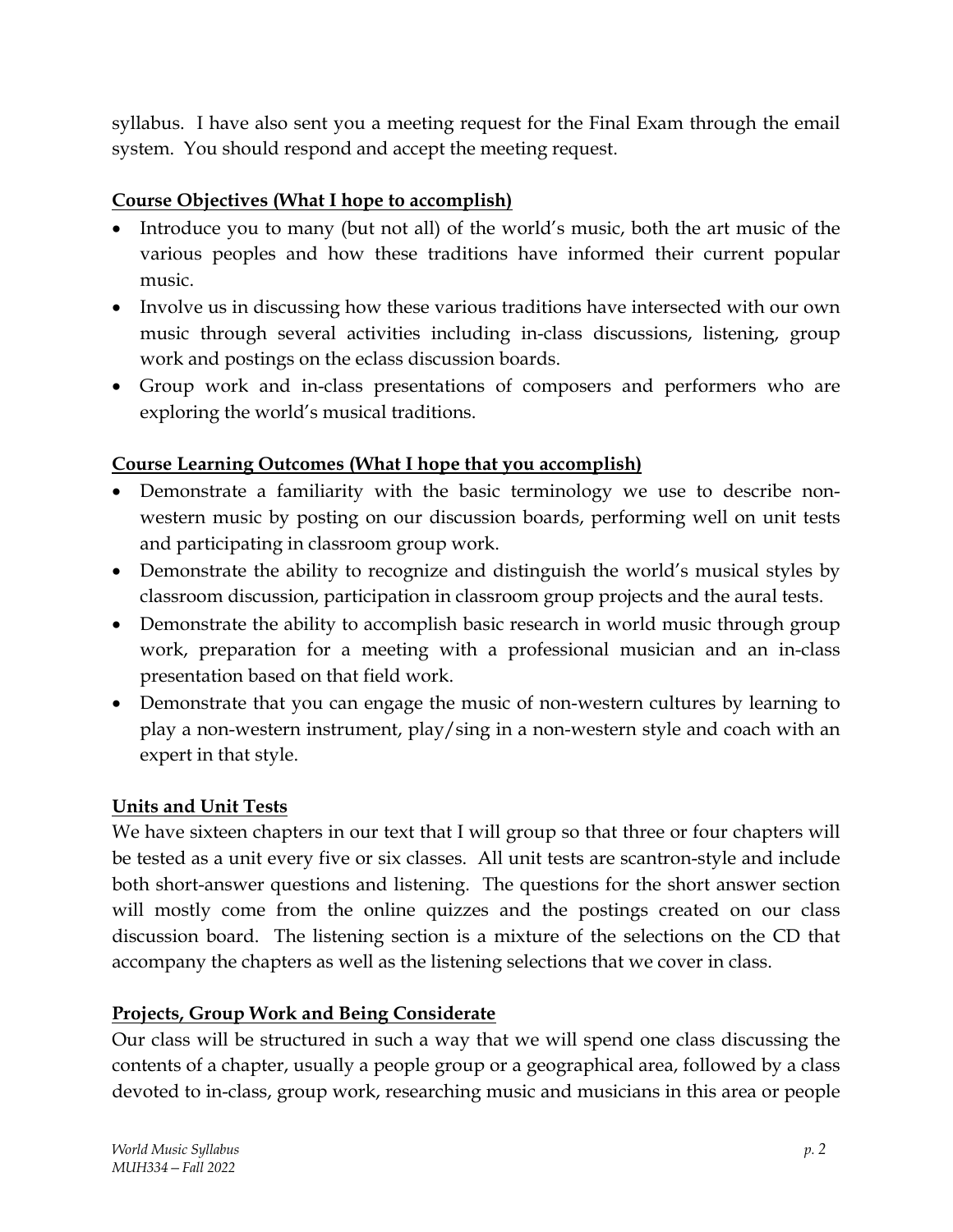syllabus. I have also sent you a meeting request for the Final Exam through the email system. You should respond and accept the meeting request.

**Course Objectives (What I hope to accomplish)**

- Introduce you to many (but not all) of the world's music, both the art music of the various peoples and how these traditions have informed their current popular music.
- Involve us in discussing how these various traditions have intersected with our own music through several activities including in-class discussions, listening, group work and postings on the eclass discussion boards.
- Group work and in-class presentations of composers and performers who are exploring the world's musical traditions.

**Course Learning Outcomes (What I hope that you accomplish)**

- Demonstrate a familiarity with the basic terminology we use to describe non-western music by posting on our discussion boards, performing well on unit tests and participating in classroom group work.
- Demonstrate the ability to recognize and distinguish the world's musical styles by classroom discussion, participation in classroom group projects and the aural tests.
- Demonstrate the ability to accomplish basic research in world music through group work, preparation for a meeting with a professional musician and an in-class presentation based on that field work.
- Demonstrate that you can engage the music of non-western cultures by learning to play a non-western instrument, play/sing in a non-western style and coach with an expert in that style.

**Units and Unit Tests**

We have sixteen chapters in our text that I will group so that three or four chapters will be tested as a unit every five or six classes. All unit tests are scantron-style and include both short-answer questions and listening. The questions for the short answer section will mostly come from the online quizzes and the postings created on our class discussion board. The listening section is a mixture of the selections on the CD that accompany the chapters as well as the listening selections that we cover in class.

**Projects, Group Work and Being Considerate**

Our class will be structured in such a way that we will spend one class discussing the contents of a chapter, usually a people group or a geographical area, followed by a class devoted to in-class, group work, researching music and musicians in this area or people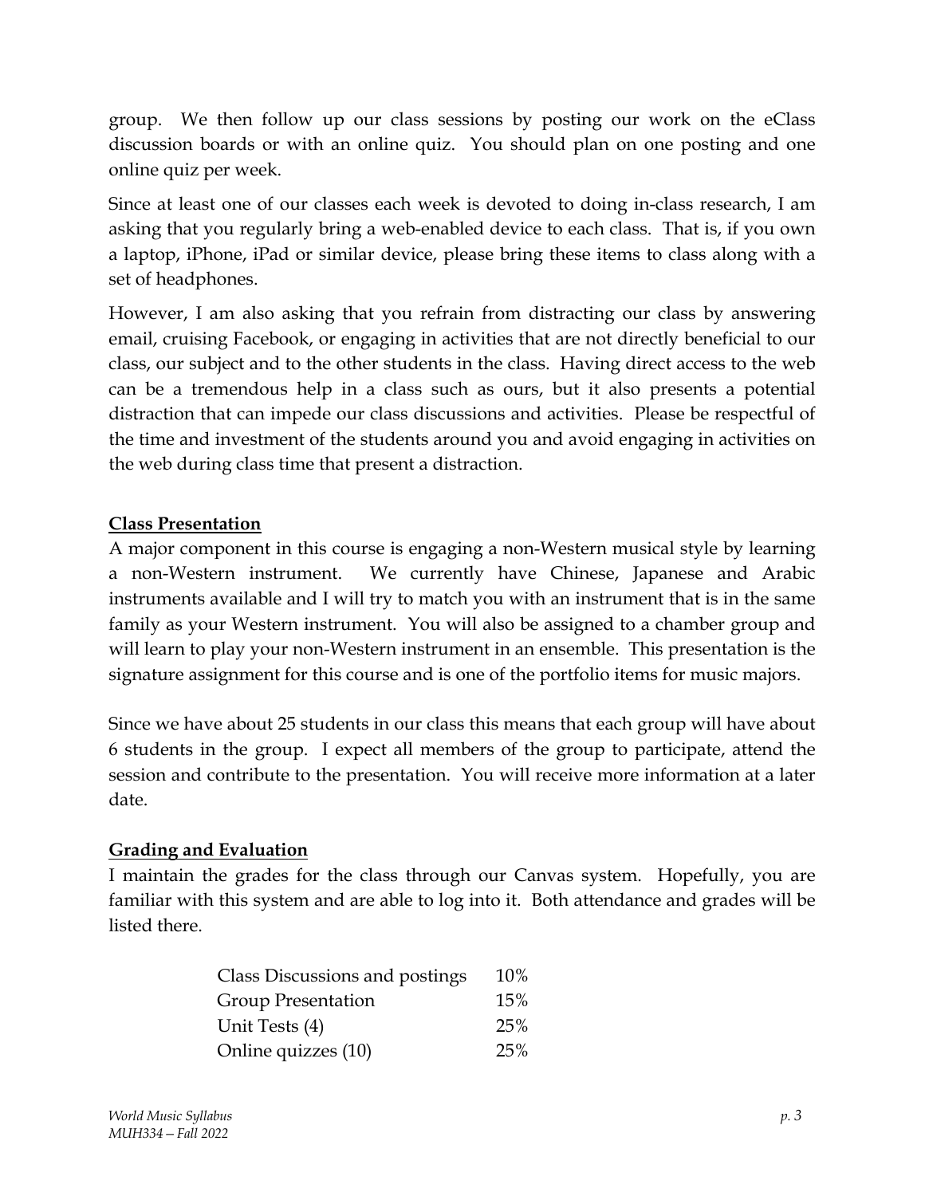group. We then follow up our class sessions by posting our work on the eClass discussion boards or with an online quiz. You should plan on one posting and one online quiz per week.

Since at least one of our classes each week is devoted to doing in-class research, I am asking that you regularly bring a web-enabled device to each class. That is, if you own a laptop, iPhone, iPad or similar device, please bring these items to class along with a set of headphones.

However, I am also asking that you refrain from distracting our class by answering email, cruising Facebook, or engaging in activities that are not directly beneficial to our class, our subject and to the other students in the class. Having direct access to the web can be a tremendous help in a class such as ours, but it also presents a potential distraction that can impede our class discussions and activities. Please be respectful of the time and investment of the students around you and avoid engaging in activities on the web during class time that present a distraction.

## Class Presentation

A major component in this course is engaging a non-Western musical style by learning a non-Western instrument. We currently have Chinese, Japanese and Arabic instruments available and I will try to match you with an instrument that is in the same family as your Western instrument. You will also be assigned to a chamber group and will learn to play your non-Western instrument in an ensemble. This presentation is the signature assignment for this course and is one of the portfolio items for music majors.

Since we have about 25 students in our class this means that each group will have about 6 students in the group. I expect all members of the group to participate, attend the session and contribute to the presentation. You will receive more information at a later date.

## Grading and Evaluation

I maintain the grades for the class through our Canvas system. Hopefully, you are familiar with this system and are able to log into it. Both attendance and grades will be listed there.

| | |
|---|---|
| Class Discussions and postings | 10% |
| Group Presentation | 15% |
| Unit Tests (4) | 25% |
| Online quizzes (10) | 25% |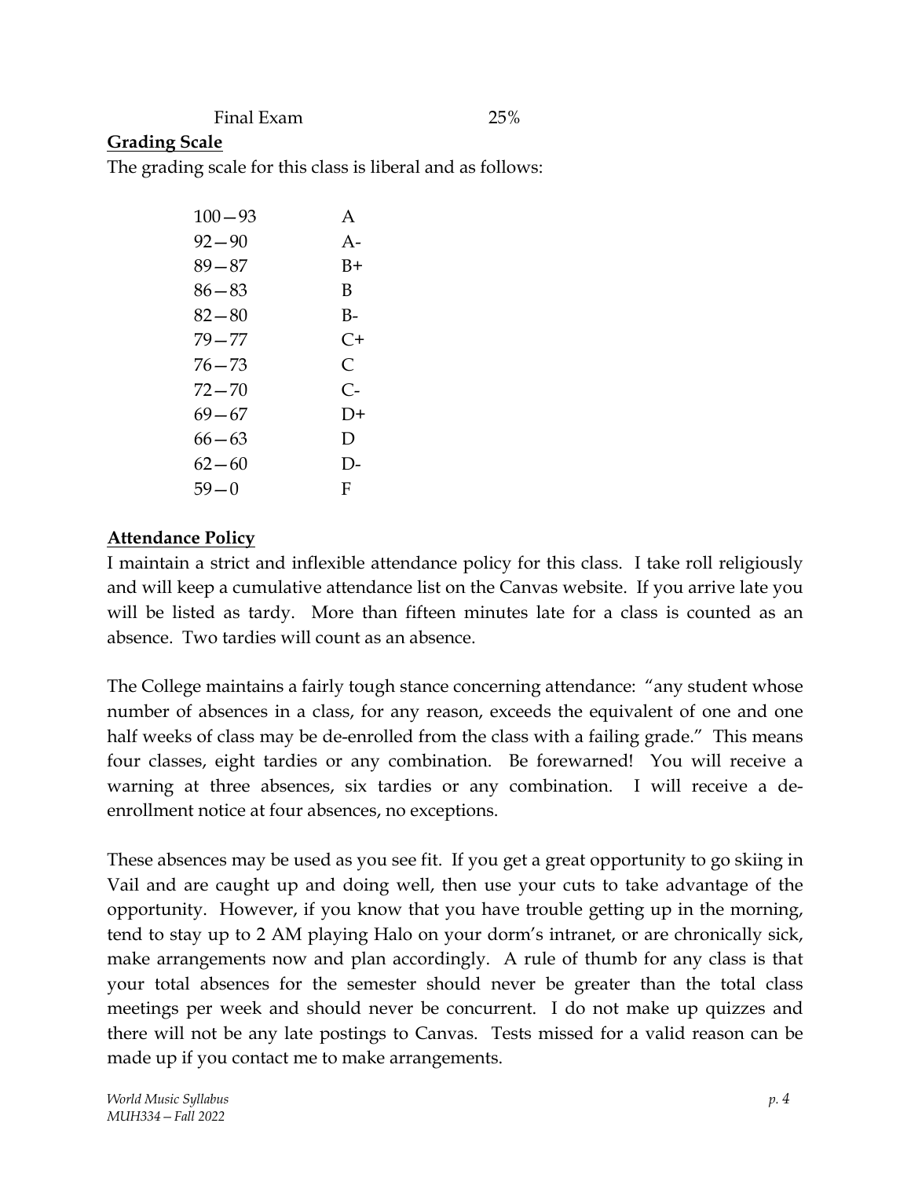| Final Exam | 25% |
|---|---|

**Grading Scale**

The grading scale for this class is liberal and as follows:

| Range | Grade |
|---|---|
| 100 – 93 | A |
| 92 – 90 | A- |
| 89 – 87 | B+ |
| 86 – 83 | B |
| 82 – 80 | B- |
| 79 – 77 | C+ |
| 76 – 73 | C |
| 72 – 70 | C- |
| 69 – 67 | D+ |
| 66 – 63 | D |
| 62 – 60 | D- |
| 59 – 0 | F |

**Attendance Policy**

I maintain a strict and inflexible attendance policy for this class. I take roll religiously and will keep a cumulative attendance list on the Canvas website. If you arrive late you will be listed as tardy. More than fifteen minutes late for a class is counted as an absence. Two tardies will count as an absence.

The College maintains a fairly tough stance concerning attendance: "any student whose number of absences in a class, for any reason, exceeds the equivalent of one and one half weeks of class may be de-enrolled from the class with a failing grade." This means four classes, eight tardies or any combination. Be forewarned! You will receive a warning at three absences, six tardies or any combination. I will receive a de-enrollment notice at four absences, no exceptions.

These absences may be used as you see fit. If you get a great opportunity to go skiing in Vail and are caught up and doing well, then use your cuts to take advantage of the opportunity. However, if you know that you have trouble getting up in the morning, tend to stay up to 2 AM playing Halo on your dorm's intranet, or are chronically sick, make arrangements now and plan accordingly. A rule of thumb for any class is that your total absences for the semester should never be greater than the total class meetings per week and should never be concurrent. I do not make up quizzes and there will not be any late postings to Canvas. Tests missed for a valid reason can be made up if you contact me to make arrangements.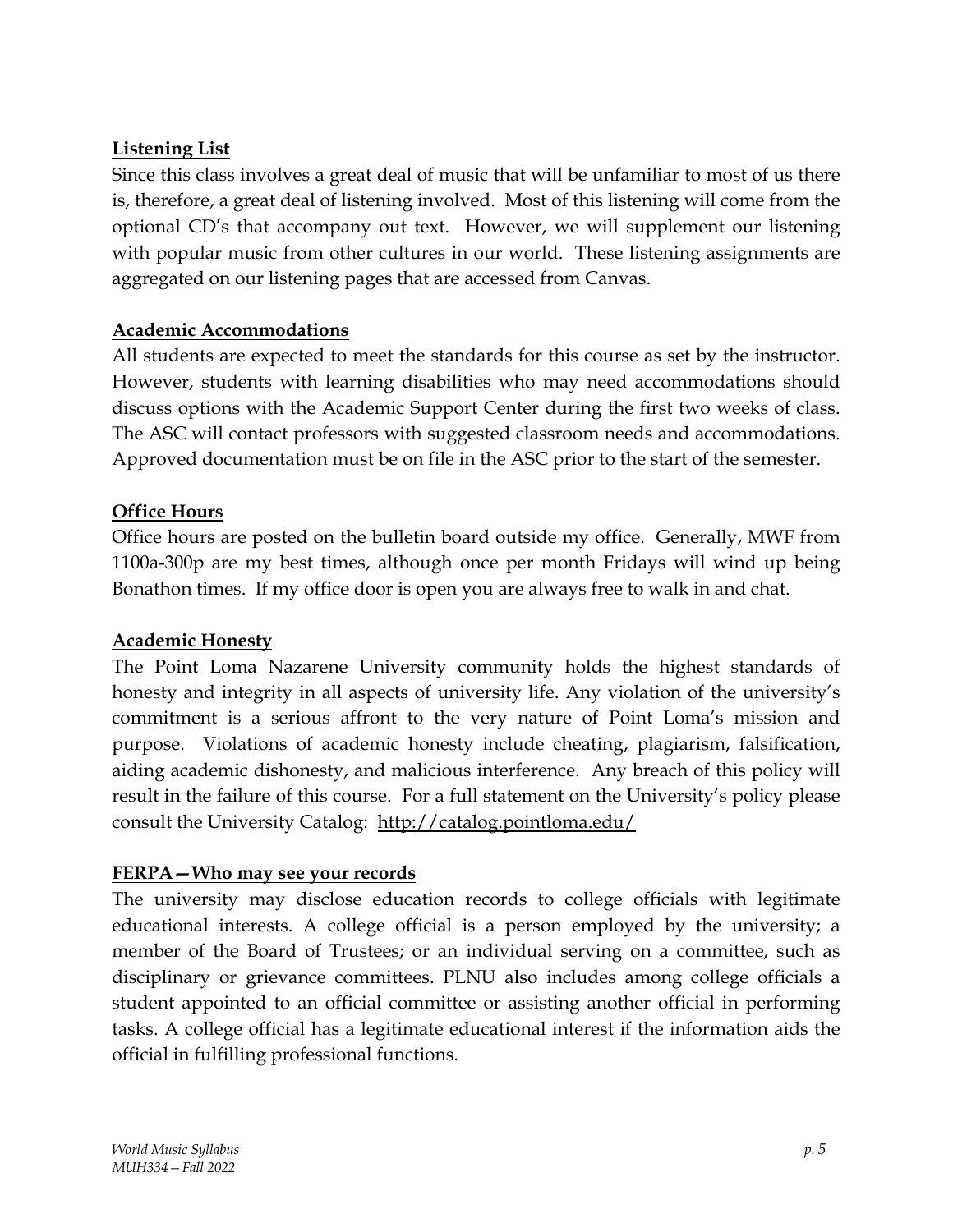**Listening List**

Since this class involves a great deal of music that will be unfamiliar to most of us there is, therefore, a great deal of listening involved. Most of this listening will come from the optional CD's that accompany out text. However, we will supplement our listening with popular music from other cultures in our world. These listening assignments are aggregated on our listening pages that are accessed from Canvas.

**Academic Accommodations**

All students are expected to meet the standards for this course as set by the instructor. However, students with learning disabilities who may need accommodations should discuss options with the Academic Support Center during the first two weeks of class. The ASC will contact professors with suggested classroom needs and accommodations. Approved documentation must be on file in the ASC prior to the start of the semester.

**Office Hours**

Office hours are posted on the bulletin board outside my office. Generally, MWF from 1100a-300p are my best times, although once per month Fridays will wind up being Bonathon times. If my office door is open you are always free to walk in and chat.

**Academic Honesty**

The Point Loma Nazarene University community holds the highest standards of honesty and integrity in all aspects of university life. Any violation of the university's commitment is a serious affront to the very nature of Point Loma's mission and purpose. Violations of academic honesty include cheating, plagiarism, falsification, aiding academic dishonesty, and malicious interference. Any breach of this policy will result in the failure of this course. For a full statement on the University's policy please consult the University Catalog: http://catalog.pointloma.edu/

**FERPA—Who may see your records**

The university may disclose education records to college officials with legitimate educational interests. A college official is a person employed by the university; a member of the Board of Trustees; or an individual serving on a committee, such as disciplinary or grievance committees. PLNU also includes among college officials a student appointed to an official committee or assisting another official in performing tasks. A college official has a legitimate educational interest if the information aids the official in fulfilling professional functions.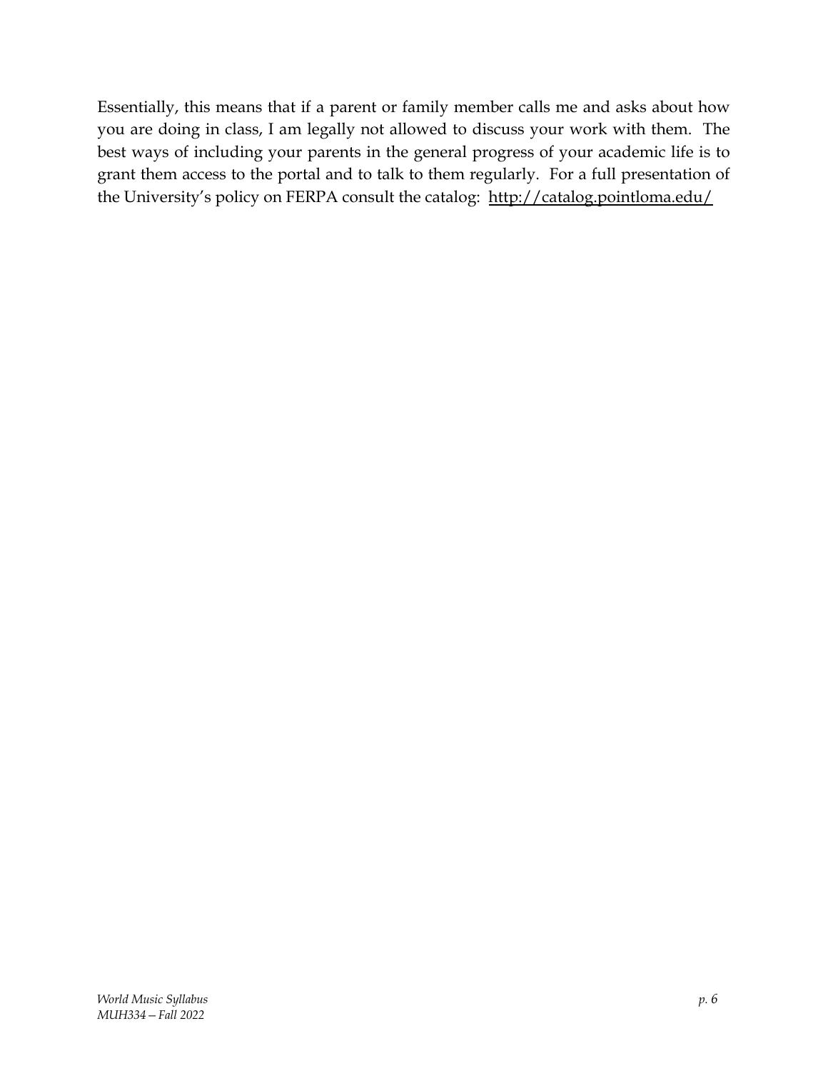Essentially, this means that if a parent or family member calls me and asks about how you are doing in class, I am legally not allowed to discuss your work with them. The best ways of including your parents in the general progress of your academic life is to grant them access to the portal and to talk to them regularly. For a full presentation of the University's policy on FERPA consult the catalog: http://catalog.pointloma.edu/